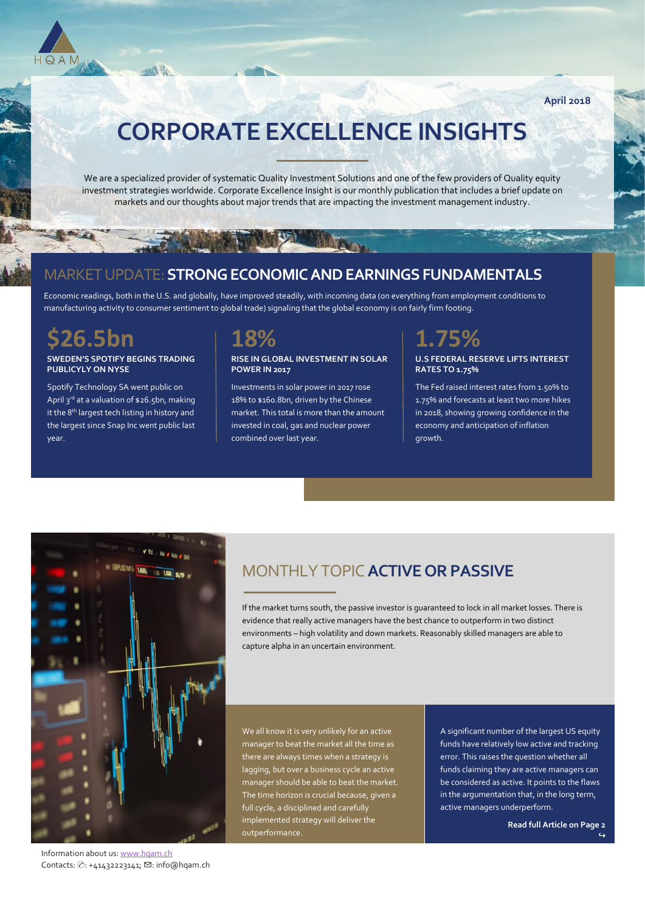HQAM

April 2018

# CORPORATE EXCELLENCE INSIGHTS

We are a specialized provider of systematic Quality Investment Solutions and one of the few providers of Quality equity investment strategies worldwide. Corporate Excellence Insight is our monthly publication that includes a brief update on markets and our thoughts about major trends that are impacting the investment management industry.

## MARKET UPDATE: STRONG ECONOMIC AND EARNINGS FUNDAMENTALS

Economic readings, both in the U.S. and globally, have improved steadily, with incoming data (on everything from employment conditions to manufacturing activity to consumer sentiment to global trade) signaling that the global economy is on fairly firm footing.

### $26.5bn

**SWEDEN'S SPOTIFY BEGINS TRADING PUBLICYLY ON NYSE**

Spotify Technology SA went public on April 3rd at a valuation of $26.5bn, making it the 8th largest tech listing in history and the largest since Snap Inc went public last year.

### 18%

**RISE IN GLOBAL INVESTMENT IN SOLAR POWER IN 2017**

Investments in solar power in 2017 rose 18% to $160.8bn, driven by the Chinese market. This total is more than the amount invested in coal, gas and nuclear power combined over last year.

### 1.75%

**U.S FEDERAL RESERVE LIFTS INTEREST RATES TO 1.75%**

The Fed raised interest rates from 1.50% to 1.75% and forecasts at least two more hikes in 2018, showing growing confidence in the economy and anticipation of inflation growth.

## MONTHLY TOPIC ACTIVE OR PASSIVE

If the market turns south, the passive investor is guaranteed to lock in all market losses. There is evidence that really active managers have the best chance to outperform in two distinct environments – high volatility and down markets. Reasonably skilled managers are able to capture alpha in an uncertain environment.

We all know it is very unlikely for an active manager to beat the market all the time as there are always times when a strategy is lagging, but over a business cycle an active manager should be able to beat the market. The time horizon is crucial because, given a full cycle, a disciplined and carefully implemented strategy will deliver the outperformance.

A significant number of the largest US equity funds have relatively low active and tracking error. This raises the question whether all funds claiming they are active managers can be considered as active. It points to the flaws in the argumentation that, in the long term, active managers underperform.

**Read full Article on Page 2**

Information about us: www.hqam.ch
Contacts: ✆: +41432223141; ✉: info@hqam.ch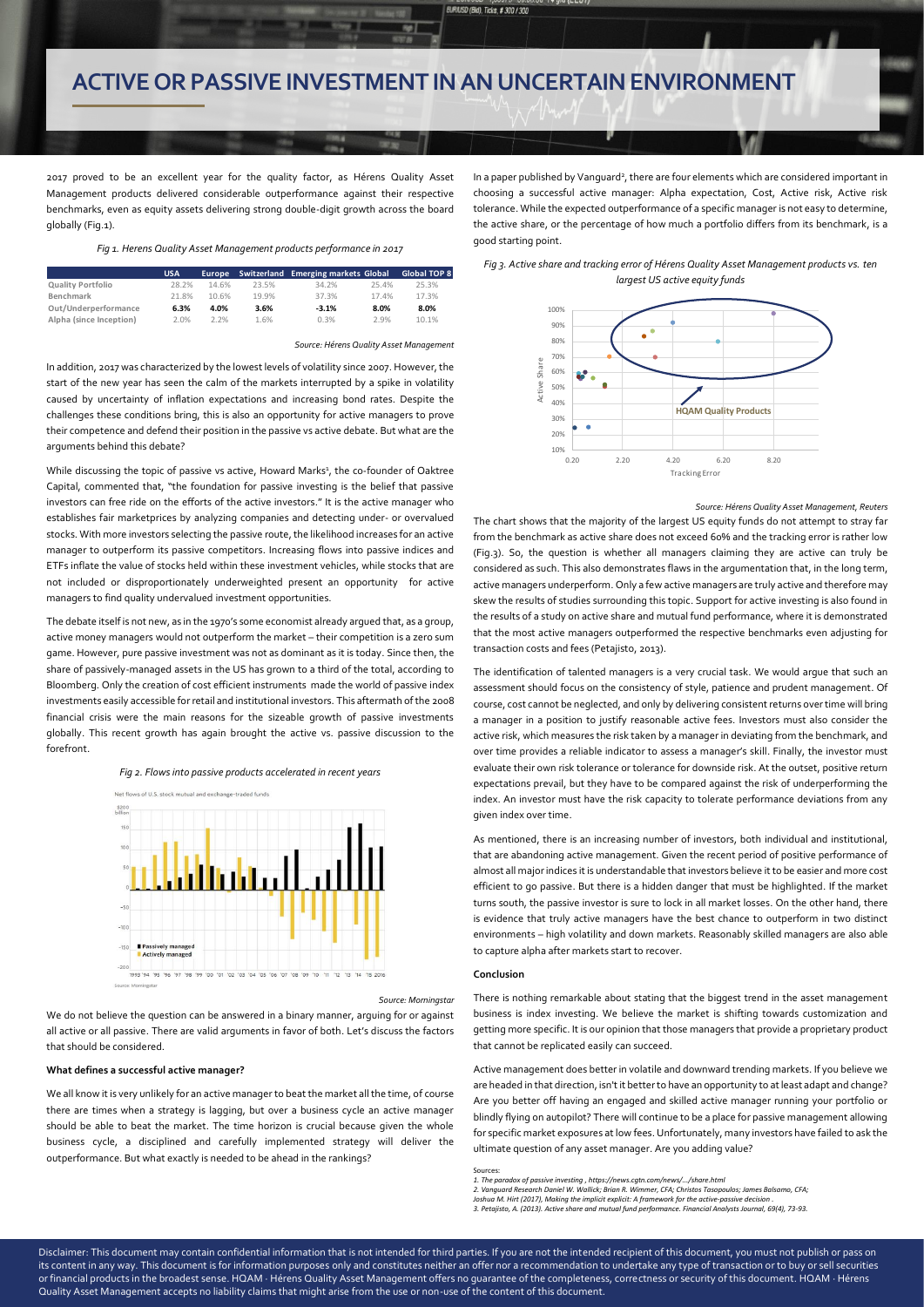# ACTIVE OR PASSIVE INVESTMENT IN AN UNCERTAIN ENVIRONMENT

2017 proved to be an excellent year for the quality factor, as Hérens Quality Asset Management products delivered considerable outperformance against their respective benchmarks, even as equity assets delivering strong double-digit growth across the board globally (Fig.1).

*Fig 1. Herens Quality Asset Management products performance in 2017*

| | USA | Europe | Switzerland | Emerging markets | Global | Global TOP 8 |
|---|---|---|---|---|---|---|
| Quality Portfolio | 28.2% | 14.6% | 23.5% | 34.2% | 25.4% | 25.3% |
| Benchmark | 21.8% | 10.6% | 19.9% | 37.3% | 17.4% | 17.3% |
| **Out/Underperformance** | **6.3%** | **4.0%** | **3.6%** | **-3.1%** | **8.0%** | **8.0%** |
| Alpha (since Inception) | 2.0% | 2.2% | 1.6% | 0.3% | 2.9% | 10.1% |

*Source: Hérens Quality Asset Management*

In addition, 2017 was characterized by the lowest levels of volatility since 2007. However, the start of the new year has seen the calm of the markets interrupted by a spike in volatility caused by uncertainty of inflation expectations and increasing bond rates. Despite the challenges these conditions bring, this is also an opportunity for active managers to prove their competence and defend their position in the passive vs active debate. But what are the arguments behind this debate?

While discussing the topic of passive vs active, Howard Marks[1], the co-founder of Oaktree Capital, commented that, "the foundation for passive investing is the belief that passive investors can free ride on the efforts of the active investors." It is the active manager who establishes fair marketprices by analyzing companies and detecting under- or overvalued stocks. With more investors selecting the passive route, the likelihood increases for an active manager to outperform its passive competitors. Increasing flows into passive indices and ETFs inflate the value of stocks held within these investment vehicles, while stocks that are not included or disproportionately underweighted present an opportunity for active managers to find quality undervalued investment opportunities.

The debate itself is not new, as in the 1970's some economist already argued that, as a group, active money managers would not outperform the market – their competition is a zero sum game. However, pure passive investment was not as dominant as it is today. Since then, the share of passively-managed assets in the US has grown to a third of the total, according to Bloomberg. Only the creation of cost efficient instruments made the world of passive index investments easily accessible for retail and institutional investors. This aftermath of the 2008 financial crisis were the main reasons for the sizeable growth of passive investments globally. This recent growth has again brought the active vs. passive discussion to the forefront.

*Fig 2. Flows into passive products accelerated in recent years*

Net flows of U.S. stock mutual and exchange-traded funds

$200 billion
150
100
50
0
-50
-100
-150
-200

Passively managed
Actively managed

1993 '94 '95 '96 '97 '98 '99 '00 '01 '02 '03 '04 '05 '06 '07 '08 '09 '10 '11 '12 '13 '14 '15 2016

Source: Morningstar

*Source: Morningstar*

We do not believe the question can be answered in a binary manner, arguing for or against all active or all passive. There are valid arguments in favor of both. Let's discuss the factors that should be considered.

### What defines a successful active manager?

We all know it is very unlikely for an active manager to beat the market all the time, of course there are times when a strategy is lagging, but over a business cycle an active manager should be able to beat the market. The time horizon is crucial because given the whole business cycle, a disciplined and carefully implemented strategy will deliver the outperformance. But what exactly is needed to be ahead in the rankings?

In a paper published by Vanguard[2], there are four elements which are considered important in choosing a successful active manager: Alpha expectation, Cost, Active risk, Active risk tolerance. While the expected outperformance of a specific manager is not easy to determine, the active share, or the percentage of how much a portfolio differs from its benchmark, is a good starting point.

*Fig 3. Active share and tracking error of Hérens Quality Asset Management products vs. ten largest US active equity funds*

Active Share
100%
90%
80%
70%
60%
50%
40%
30%
20%
10%

HQAM Quality Products

0.20 2.20 4.20 6.20 8.20
Tracking Error

*Source: Hérens Quality Asset Management, Reuters*

The chart shows that the majority of the largest US equity funds do not attempt to stray far from the benchmark as active share does not exceed 60% and the tracking error is rather low (Fig.3). So, the question is whether all managers claiming they are active can truly be considered as such. This also demonstrates flaws in the argumentation that, in the long term, active managers underperform. Only a few active managers are truly active and therefore may skew the results of studies surrounding this topic. Support for active investing is also found in the results of a study on active share and mutual fund performance, where it is demonstrated that the most active managers outperformed the respective benchmarks even adjusting for transaction costs and fees (Petajisto, 2013).

The identification of talented managers is a very crucial task. We would argue that such an assessment should focus on the consistency of style, patience and prudent management. Of course, cost cannot be neglected, and only by delivering consistent returns over time will bring a manager in a position to justify reasonable active fees. Investors must also consider the active risk, which measures the risk taken by a manager in deviating from the benchmark, and over time provides a reliable indicator to assess a manager's skill. Finally, the investor must evaluate their own risk tolerance or tolerance for downside risk. At the outset, positive return expectations prevail, but they have to be compared against the risk of underperforming the index. An investor must have the risk capacity to tolerate performance deviations from any given index over time.

As mentioned, there is an increasing number of investors, both individual and institutional, that are abandoning active management. Given the recent period of positive performance of almost all major indices it is understandable that investors believe it to be easier and more cost efficient to go passive. But there is a hidden danger that must be highlighted. If the market turns south, the passive investor is sure to lock in all market losses. On the other hand, there is evidence that truly active managers have the best chance to outperform in two distinct environments – high volatility and down markets. Reasonably skilled managers are also able to capture alpha after markets start to recover.

### Conclusion

There is nothing remarkable about stating that the biggest trend in the asset management business is index investing. We believe the market is shifting towards customization and getting more specific. It is our opinion that those managers that provide a proprietary product that cannot be replicated easily can succeed.

Active management does better in volatile and downward trending markets. If you believe we are headed in that direction, isn't it better to have an opportunity to at least adapt and change? Are you better off having an engaged and skilled active manager running your portfolio or blindly flying on autopilot? There will continue to be a place for passive management allowing for specific market exposures at low fees. Unfortunately, many investors have failed to ask the ultimate question of any asset manager. Are you adding value?

Sources:
*1. The paradox of passive investing , https://news.cgtn.com/news/.../share.html*
*2. Vanguard Research Daniel W. Wallick; Brian R. Wimmer, CFA; Christos Tasopoulos; James Balsamo, CFA; Joshua M. Hirt (2017), Making the implicit explicit: A framework for the active-passive decision .*
*3. Petajisto, A. (2013). Active share and mutual fund performance. Financial Analysts Journal, 69(4), 73-93.*

Disclaimer: This document may contain confidential information that is not intended for third parties. If you are not the intended recipient of this document, you must not publish or pass on its content in any way. This document is for information purposes only and constitutes neither an offer nor a recommendation to undertake any type of transaction or to buy or sell securities or financial products in the broadest sense. HQAM · Hérens Quality Asset Management offers no guarantee of the completeness, correctness or security of this document. HQAM · Hérens Quality Asset Management accepts no liability claims that might arise from the use or non-use of the content of this document.